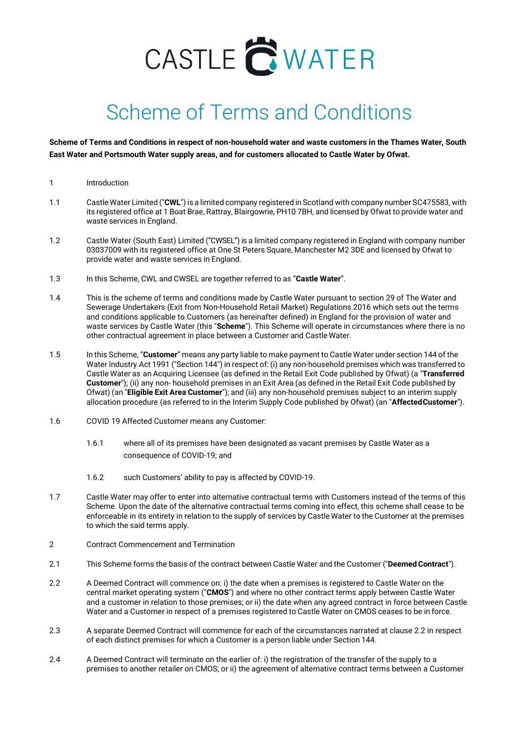CASTLE WATER

# Scheme of Terms and Conditions

**Scheme of Terms and Conditions in respect of non-household water and waste customers in the Thames Water, South East Water and Portsmouth Water supply areas, and for customers allocated to Castle Water by Ofwat.**

1 Introduction

1.1 Castle Water Limited ("**CWL**") is a limited company registered in Scotland with company number SC475583, with its registered office at 1 Boat Brae, Rattray, Blairgowrie, PH10 7BH, and licensed by Ofwat to provide water and waste services in England.

1.2 Castle Water (South East) Limited ("CWSEL") is a limited company registered in England with company number 03037009 with its registered office at One St Peters Square, Manchester M2 3DE and licensed by Ofwat to provide water and waste services in England.

1.3 In this Scheme, CWL and CWSEL are together referred to as "**Castle Water**".

1.4 This is the scheme of terms and conditions made by Castle Water pursuant to section 29 of The Water and Sewerage Undertakers (Exit from Non-Household Retail Market) Regulations 2016 which sets out the terms and conditions applicable to Customers (as hereinafter defined) in England for the provision of water and waste services by Castle Water (this "**Scheme**"). This Scheme will operate in circumstances where there is no other contractual agreement in place between a Customer and Castle Water.

1.5 In this Scheme, "**Customer**" means any party liable to make payment to Castle Water under section 144 of the Water Industry Act 1991 ("Section 144") in respect of: (i) any non-household premises which was transferred to Castle Water as an Acquiring Licensee (as defined in the Retail Exit Code published by Ofwat) (a "**Transferred Customer**"); (ii) any non- household premises in an Exit Area (as defined in the Retail Exit Code published by Ofwat) (an "**Eligible Exit Area Customer**"); and (iii) any non-household premises subject to an interim supply allocation procedure (as referred to in the Interim Supply Code published by Ofwat) (an "**Affected Customer**").

1.6 COVID 19 Affected Customer means any Customer:

1.6.1 where all of its premises have been designated as vacant premises by Castle Water as a consequence of COVID-19; and

1.6.2 such Customers' ability to pay is affected by COVID-19.

1.7 Castle Water may offer to enter into alternative contractual terms with Customers instead of the terms of this Scheme. Upon the date of the alternative contractual terms coming into effect, this scheme shall cease to be enforceable in its entirety in relation to the supply of services by Castle Water to the Customer at the premises to which the said terms apply.

2 Contract Commencement and Termination

2.1 This Scheme forms the basis of the contract between Castle Water and the Customer ("**Deemed Contract**").

2.2 A Deemed Contract will commence on: i) the date when a premises is registered to Castle Water on the central market operating system ("**CMOS**") and where no other contract terms apply between Castle Water and a customer in relation to those premises; or ii) the date when any agreed contract in force between Castle Water and a Customer in respect of a premises registered to Castle Water on CMOS ceases to be in force.

2.3 A separate Deemed Contract will commence for each of the circumstances narrated at clause 2.2 in respect of each distinct premises for which a Customer is a person liable under Section 144.

2.4 A Deemed Contract will terminate on the earlier of: i) the registration of the transfer of the supply to a premises to another retailer on CMOS; or ii) the agreement of alternative contract terms between a Customer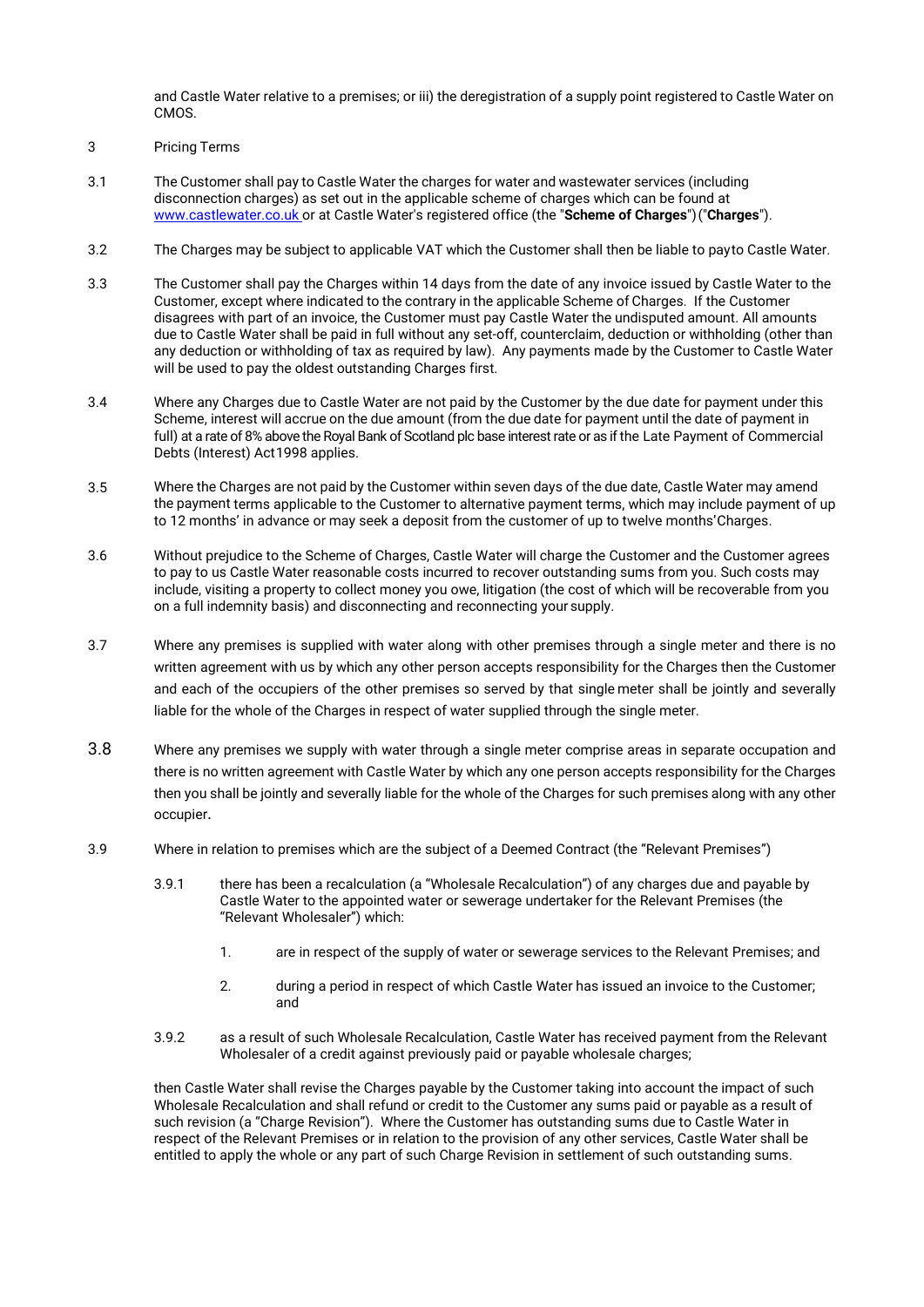and Castle Water relative to a premises; or iii) the deregistration of a supply point registered to Castle Water on CMOS.

3 Pricing Terms

3.1 The Customer shall pay to Castle Water the charges for water and wastewater services (including disconnection charges) as set out in the applicable scheme of charges which can be found at [www.castlewater.co.uk](http://www.castlewater.co.uk) or at Castle Water's registered office (the "**Scheme of Charges**") ("**Charges**").

3.2 The Charges may be subject to applicable VAT which the Customer shall then be liable to payto Castle Water.

3.3 The Customer shall pay the Charges within 14 days from the date of any invoice issued by Castle Water to the Customer, except where indicated to the contrary in the applicable Scheme of Charges. If the Customer disagrees with part of an invoice, the Customer must pay Castle Water the undisputed amount. All amounts due to Castle Water shall be paid in full without any set-off, counterclaim, deduction or withholding (other than any deduction or withholding of tax as required by law). Any payments made by the Customer to Castle Water will be used to pay the oldest outstanding Charges first.

3.4 Where any Charges due to Castle Water are not paid by the Customer by the due date for payment under this Scheme, interest will accrue on the due amount (from the due date for payment until the date of payment in full) at a rate of 8% above the Royal Bank of Scotland plc base interest rate or as if the Late Payment of Commercial Debts (Interest) Act1998 applies.

3.5 Where the Charges are not paid by the Customer within seven days of the due date, Castle Water may amend the payment terms applicable to the Customer to alternative payment terms, which may include payment of up to 12 months' in advance or may seek a deposit from the customer of up to twelve months'Charges.

3.6 Without prejudice to the Scheme of Charges, Castle Water will charge the Customer and the Customer agrees to pay to us Castle Water reasonable costs incurred to recover outstanding sums from you. Such costs may include, visiting a property to collect money you owe, litigation (the cost of which will be recoverable from you on a full indemnity basis) and disconnecting and reconnecting your supply.

3.7 Where any premises is supplied with water along with other premises through a single meter and there is no written agreement with us by which any other person accepts responsibility for the Charges then the Customer and each of the occupiers of the other premises so served by that single meter shall be jointly and severally liable for the whole of the Charges in respect of water supplied through the single meter.

3.8 Where any premises we supply with water through a single meter comprise areas in separate occupation and there is no written agreement with Castle Water by which any one person accepts responsibility for the Charges then you shall be jointly and severally liable for the whole of the Charges for such premises along with any other occupier.

3.9 Where in relation to premises which are the subject of a Deemed Contract (the "Relevant Premises")

3.9.1 there has been a recalculation (a "Wholesale Recalculation") of any charges due and payable by Castle Water to the appointed water or sewerage undertaker for the Relevant Premises (the "Relevant Wholesaler") which:

1. are in respect of the supply of water or sewerage services to the Relevant Premises; and
2. during a period in respect of which Castle Water has issued an invoice to the Customer; and

3.9.2 as a result of such Wholesale Recalculation, Castle Water has received payment from the Relevant Wholesaler of a credit against previously paid or payable wholesale charges;

then Castle Water shall revise the Charges payable by the Customer taking into account the impact of such Wholesale Recalculation and shall refund or credit to the Customer any sums paid or payable as a result of such revision (a "Charge Revision"). Where the Customer has outstanding sums due to Castle Water in respect of the Relevant Premises or in relation to the provision of any other services, Castle Water shall be entitled to apply the whole or any part of such Charge Revision in settlement of such outstanding sums.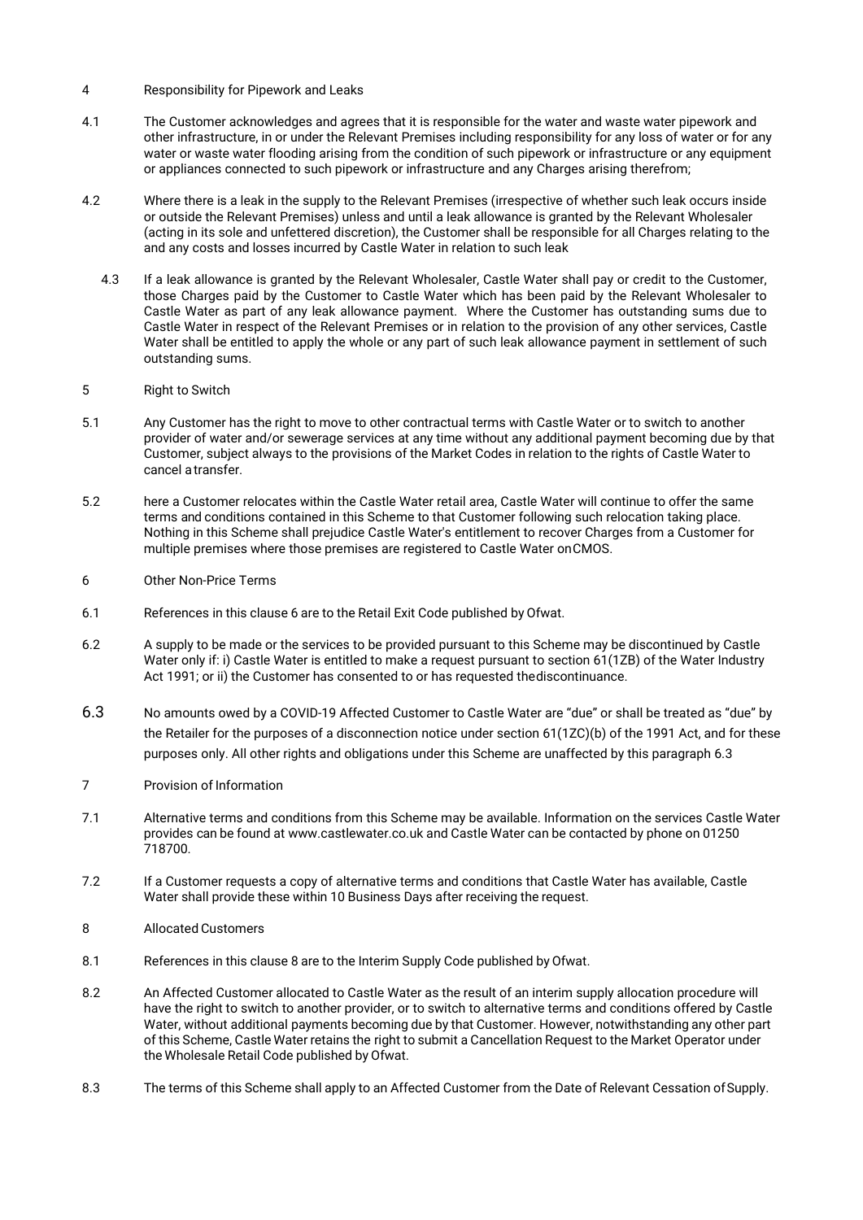4 Responsibility for Pipework and Leaks

4.1 The Customer acknowledges and agrees that it is responsible for the water and waste water pipework and other infrastructure, in or under the Relevant Premises including responsibility for any loss of water or for any water or waste water flooding arising from the condition of such pipework or infrastructure or any equipment or appliances connected to such pipework or infrastructure and any Charges arising therefrom;

4.2 Where there is a leak in the supply to the Relevant Premises (irrespective of whether such leak occurs inside or outside the Relevant Premises) unless and until a leak allowance is granted by the Relevant Wholesaler (acting in its sole and unfettered discretion), the Customer shall be responsible for all Charges relating to the and any costs and losses incurred by Castle Water in relation to such leak

4.3 If a leak allowance is granted by the Relevant Wholesaler, Castle Water shall pay or credit to the Customer, those Charges paid by the Customer to Castle Water which has been paid by the Relevant Wholesaler to Castle Water as part of any leak allowance payment. Where the Customer has outstanding sums due to Castle Water in respect of the Relevant Premises or in relation to the provision of any other services, Castle Water shall be entitled to apply the whole or any part of such leak allowance payment in settlement of such outstanding sums.

5 Right to Switch

5.1 Any Customer has the right to move to other contractual terms with Castle Water or to switch to another provider of water and/or sewerage services at any time without any additional payment becoming due by that Customer, subject always to the provisions of the Market Codes in relation to the rights of Castle Water to cancel a transfer.

5.2 here a Customer relocates within the Castle Water retail area, Castle Water will continue to offer the same terms and conditions contained in this Scheme to that Customer following such relocation taking place. Nothing in this Scheme shall prejudice Castle Water's entitlement to recover Charges from a Customer for multiple premises where those premises are registered to Castle Water on CMOS.

6 Other Non-Price Terms

6.1 References in this clause 6 are to the Retail Exit Code published by Ofwat.

6.2 A supply to be made or the services to be provided pursuant to this Scheme may be discontinued by Castle Water only if: i) Castle Water is entitled to make a request pursuant to section 61(1ZB) of the Water Industry Act 1991; or ii) the Customer has consented to or has requested the discontinuance.

6.3 No amounts owed by a COVID-19 Affected Customer to Castle Water are "due" or shall be treated as "due" by the Retailer for the purposes of a disconnection notice under section 61(1ZC)(b) of the 1991 Act, and for these purposes only. All other rights and obligations under this Scheme are unaffected by this paragraph 6.3

7 Provision of Information

7.1 Alternative terms and conditions from this Scheme may be available. Information on the services Castle Water provides can be found at www.castlewater.co.uk and Castle Water can be contacted by phone on 01250 718700.

7.2 If a Customer requests a copy of alternative terms and conditions that Castle Water has available, Castle Water shall provide these within 10 Business Days after receiving the request.

8 Allocated Customers

8.1 References in this clause 8 are to the Interim Supply Code published by Ofwat.

8.2 An Affected Customer allocated to Castle Water as the result of an interim supply allocation procedure will have the right to switch to another provider, or to switch to alternative terms and conditions offered by Castle Water, without additional payments becoming due by that Customer. However, notwithstanding any other part of this Scheme, Castle Water retains the right to submit a Cancellation Request to the Market Operator under the Wholesale Retail Code published by Ofwat.

8.3 The terms of this Scheme shall apply to an Affected Customer from the Date of Relevant Cessation of Supply.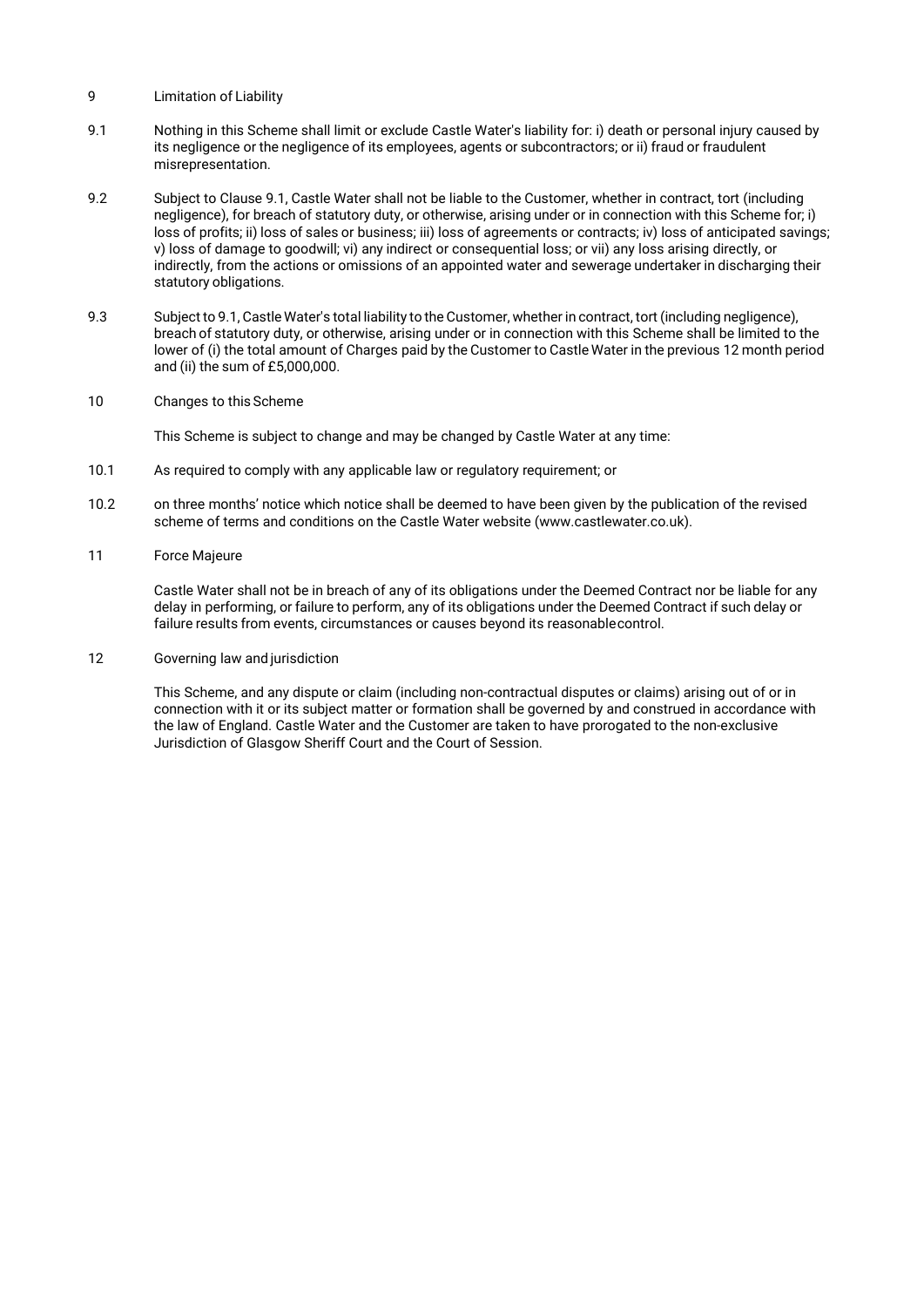## 9 Limitation of Liability

9.1 Nothing in this Scheme shall limit or exclude Castle Water's liability for: i) death or personal injury caused by its negligence or the negligence of its employees, agents or subcontractors; or ii) fraud or fraudulent misrepresentation.

9.2 Subject to Clause 9.1, Castle Water shall not be liable to the Customer, whether in contract, tort (including negligence), for breach of statutory duty, or otherwise, arising under or in connection with this Scheme for; i) loss of profits; ii) loss of sales or business; iii) loss of agreements or contracts; iv) loss of anticipated savings; v) loss of damage to goodwill; vi) any indirect or consequential loss; or vii) any loss arising directly, or indirectly, from the actions or omissions of an appointed water and sewerage undertaker in discharging their statutory obligations.

9.3 Subject to 9.1, Castle Water's total liability to the Customer, whether in contract, tort (including negligence), breach of statutory duty, or otherwise, arising under or in connection with this Scheme shall be limited to the lower of (i) the total amount of Charges paid by the Customer to Castle Water in the previous 12 month period and (ii) the sum of £5,000,000.

## 10 Changes to this Scheme

This Scheme is subject to change and may be changed by Castle Water at any time:

10.1 As required to comply with any applicable law or regulatory requirement; or

10.2 on three months' notice which notice shall be deemed to have been given by the publication of the revised scheme of terms and conditions on the Castle Water website (www.castlewater.co.uk).

## 11 Force Majeure

Castle Water shall not be in breach of any of its obligations under the Deemed Contract nor be liable for any delay in performing, or failure to perform, any of its obligations under the Deemed Contract if such delay or failure results from events, circumstances or causes beyond its reasonable control.

## 12 Governing law and jurisdiction

This Scheme, and any dispute or claim (including non-contractual disputes or claims) arising out of or in connection with it or its subject matter or formation shall be governed by and construed in accordance with the law of England. Castle Water and the Customer are taken to have prorogated to the non-exclusive Jurisdiction of Glasgow Sheriff Court and the Court of Session.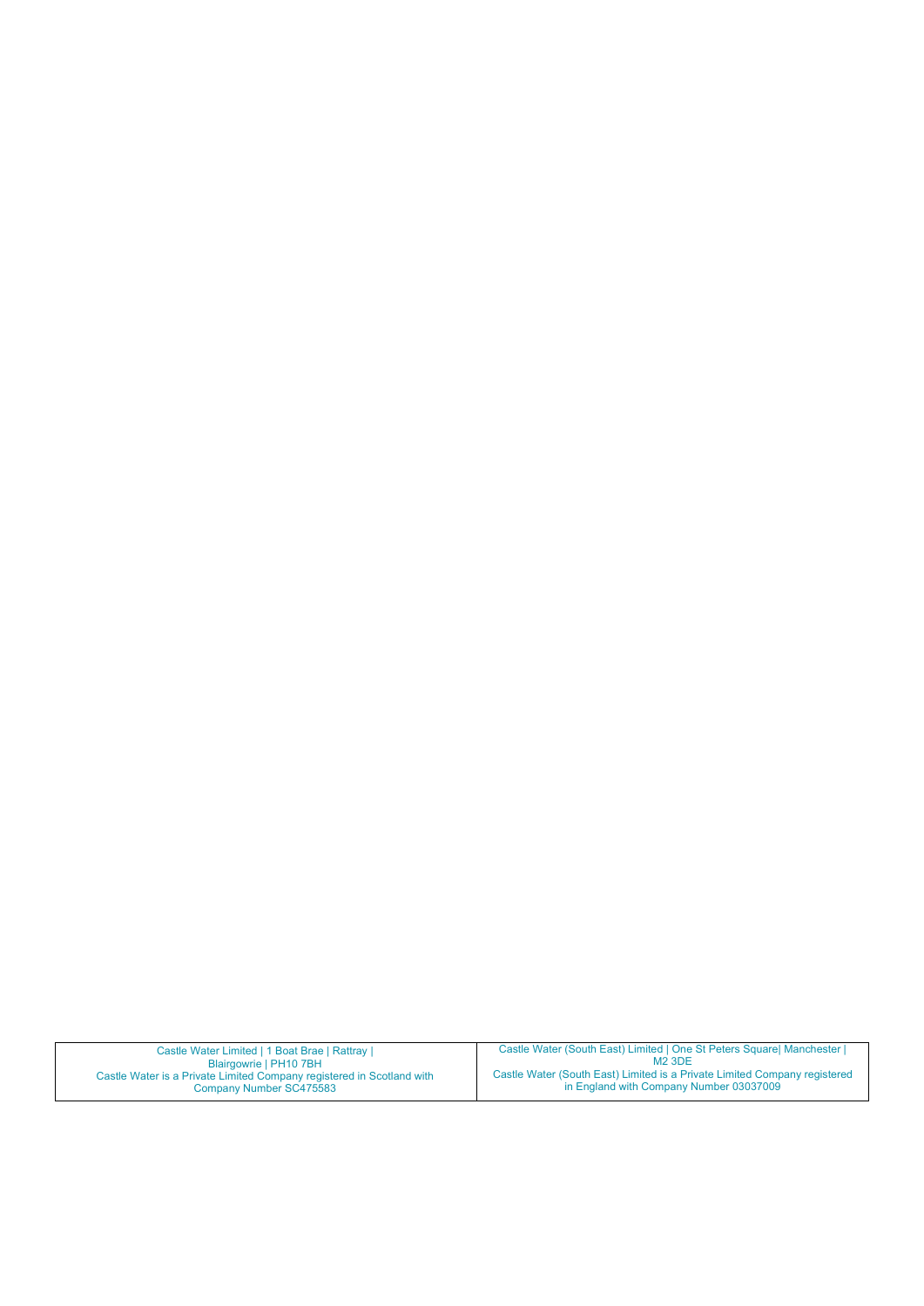| | |
|---|---|
| Castle Water Limited \| 1 Boat Brae \| Rattray \| Blairgowrie \| PH10 7BH<br>Castle Water is a Private Limited Company registered in Scotland with Company Number SC475583 | Castle Water (South East) Limited \| One St Peters Square\| Manchester \| M2 3DE<br>Castle Water (South East) Limited is a Private Limited Company registered in England with Company Number 03037009 |